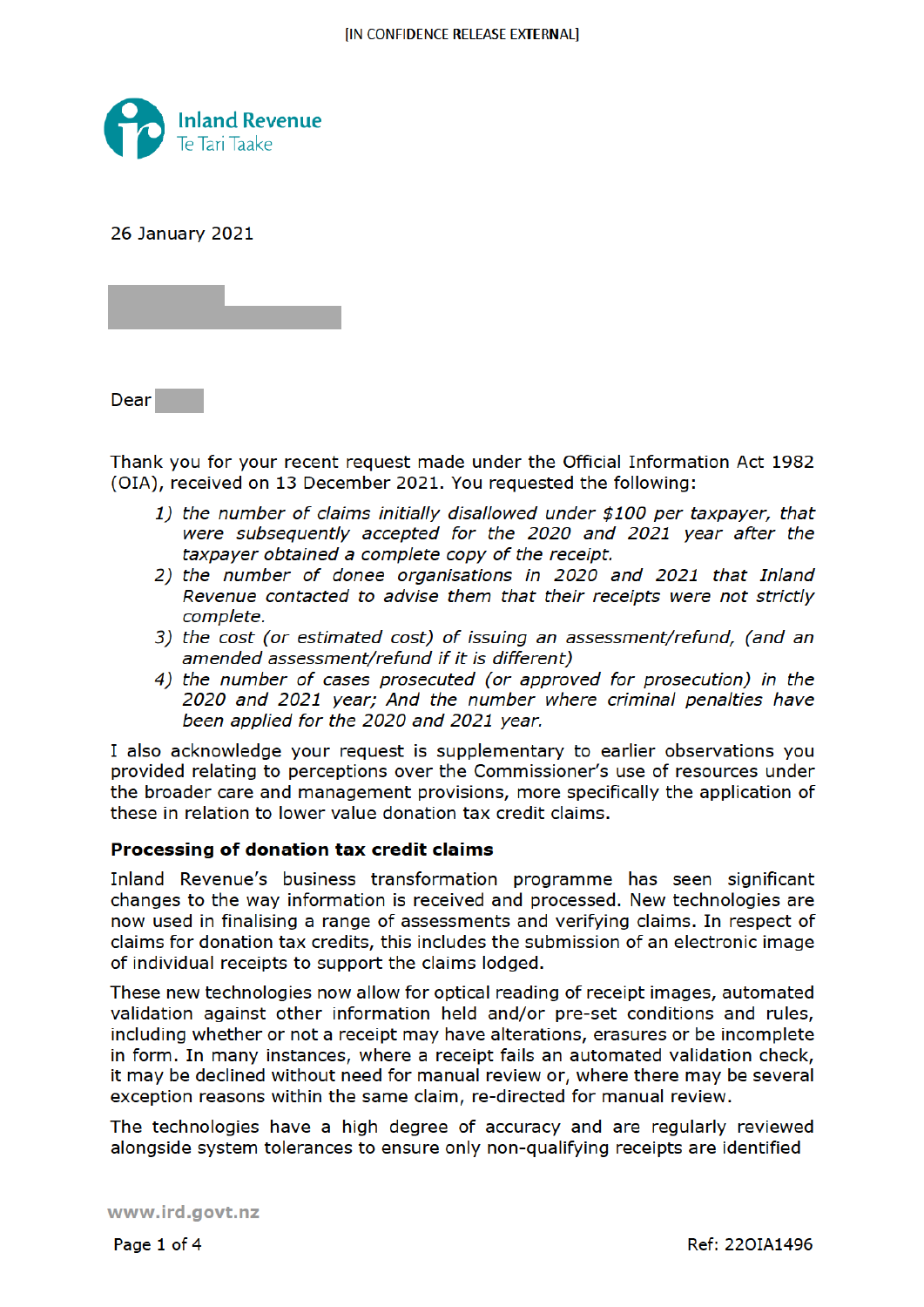[IN CONFIDENCE RELEASE EXTERNAL]

Inland Revenue
Te Tari Taake

26 January 2021

Dear

Thank you for your recent request made under the Official Information Act 1982 (OIA), received on 13 December 2021. You requested the following:

1) *the number of claims initially disallowed under $100 per taxpayer, that were subsequently accepted for the 2020 and 2021 year after the taxpayer obtained a complete copy of the receipt.*
2) *the number of donee organisations in 2020 and 2021 that Inland Revenue contacted to advise them that their receipts were not strictly complete.*
3) *the cost (or estimated cost) of issuing an assessment/refund, (and an amended assessment/refund if it is different)*
4) *the number of cases prosecuted (or approved for prosecution) in the 2020 and 2021 year; And the number where criminal penalties have been applied for the 2020 and 2021 year.*

I also acknowledge your request is supplementary to earlier observations you provided relating to perceptions over the Commissioner's use of resources under the broader care and management provisions, more specifically the application of these in relation to lower value donation tax credit claims.

**Processing of donation tax credit claims**

Inland Revenue's business transformation programme has seen significant changes to the way information is received and processed. New technologies are now used in finalising a range of assessments and verifying claims. In respect of claims for donation tax credits, this includes the submission of an electronic image of individual receipts to support the claims lodged.

These new technologies now allow for optical reading of receipt images, automated validation against other information held and/or pre-set conditions and rules, including whether or not a receipt may have alterations, erasures or be incomplete in form. In many instances, where a receipt fails an automated validation check, it may be declined without need for manual review or, where there may be several exception reasons within the same claim, re-directed for manual review.

The technologies have a high degree of accuracy and are regularly reviewed alongside system tolerances to ensure only non-qualifying receipts are identified

www.ird.govt.nz

Ref: 22OIA1496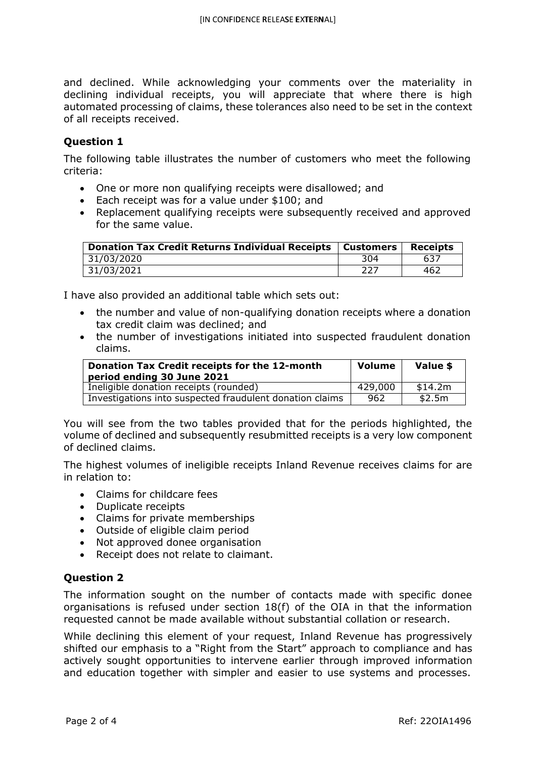and declined. While acknowledging your comments over the materiality in declining individual receipts, you will appreciate that where there is high automated processing of claims, these tolerances also need to be set in the context of all receipts received.

### Question 1

The following table illustrates the number of customers who meet the following criteria:

- One or more non qualifying receipts were disallowed; and
- Each receipt was for a value under $100; and
- Replacement qualifying receipts were subsequently received and approved for the same value.

| Donation Tax Credit Returns Individual Receipts | Customers | Receipts |
|---|---|---|
| 31/03/2020 | 304 | 637 |
| 31/03/2021 | 227 | 462 |

I have also provided an additional table which sets out:

- the number and value of non-qualifying donation receipts where a donation tax credit claim was declined; and
- the number of investigations initiated into suspected fraudulent donation claims.

| Donation Tax Credit receipts for the 12-month period ending 30 June 2021 | Volume | Value $ |
|---|---|---|
| Ineligible donation receipts (rounded) | 429,000 | $14.2m |
| Investigations into suspected fraudulent donation claims | 962 | $2.5m |

You will see from the two tables provided that for the periods highlighted, the volume of declined and subsequently resubmitted receipts is a very low component of declined claims.

The highest volumes of ineligible receipts Inland Revenue receives claims for are in relation to:

- Claims for childcare fees
- Duplicate receipts
- Claims for private memberships
- Outside of eligible claim period
- Not approved donee organisation
- Receipt does not relate to claimant.

### Question 2

The information sought on the number of contacts made with specific donee organisations is refused under section 18(f) of the OIA in that the information requested cannot be made available without substantial collation or research.

While declining this element of your request, Inland Revenue has progressively shifted our emphasis to a "Right from the Start" approach to compliance and has actively sought opportunities to intervene earlier through improved information and education together with simpler and easier to use systems and processes.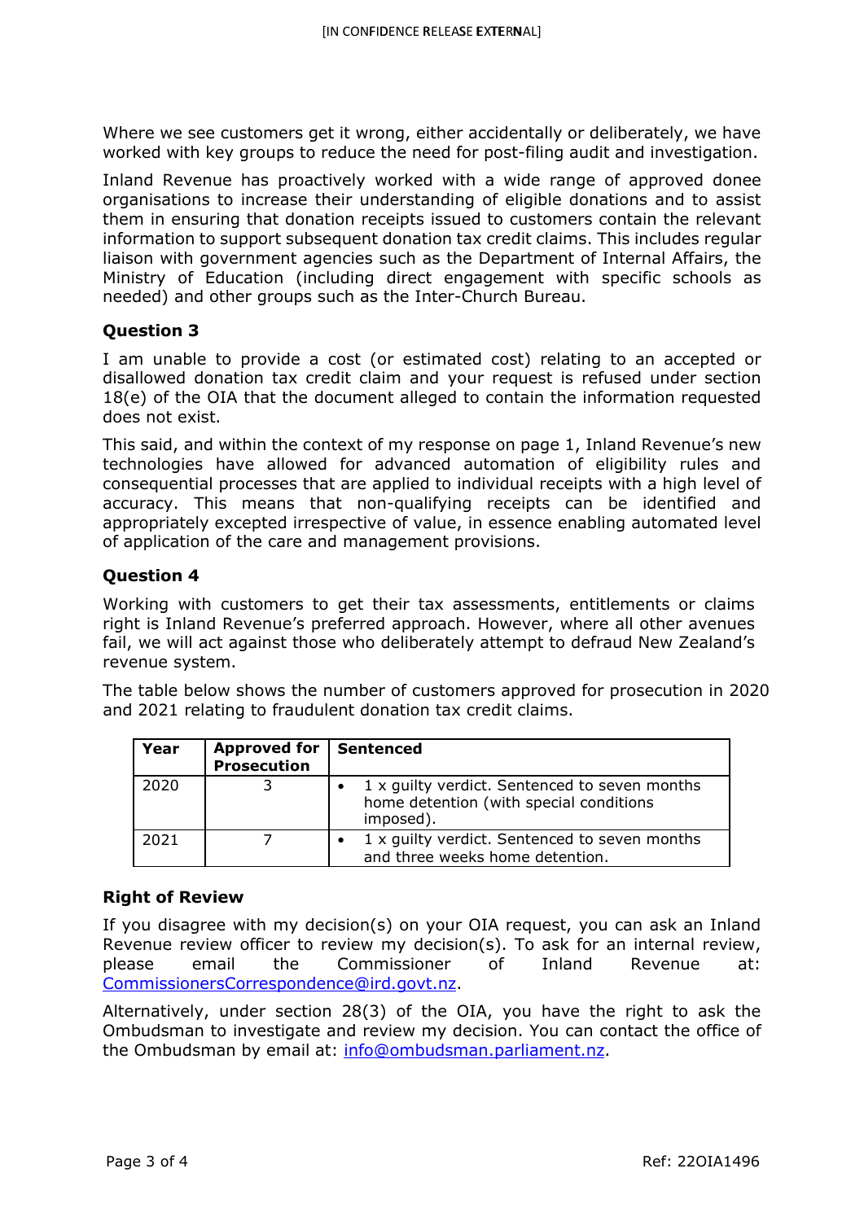Where we see customers get it wrong, either accidentally or deliberately, we have worked with key groups to reduce the need for post-filing audit and investigation.

Inland Revenue has proactively worked with a wide range of approved donee organisations to increase their understanding of eligible donations and to assist them in ensuring that donation receipts issued to customers contain the relevant information to support subsequent donation tax credit claims. This includes regular liaison with government agencies such as the Department of Internal Affairs, the Ministry of Education (including direct engagement with specific schools as needed) and other groups such as the Inter-Church Bureau.

### Question 3

I am unable to provide a cost (or estimated cost) relating to an accepted or disallowed donation tax credit claim and your request is refused under section 18(e) of the OIA that the document alleged to contain the information requested does not exist.

This said, and within the context of my response on page 1, Inland Revenue's new technologies have allowed for advanced automation of eligibility rules and consequential processes that are applied to individual receipts with a high level of accuracy. This means that non-qualifying receipts can be identified and appropriately excepted irrespective of value, in essence enabling automated level of application of the care and management provisions.

### Question 4

Working with customers to get their tax assessments, entitlements or claims right is Inland Revenue's preferred approach. However, where all other avenues fail, we will act against those who deliberately attempt to defraud New Zealand's revenue system.

The table below shows the number of customers approved for prosecution in 2020 and 2021 relating to fraudulent donation tax credit claims.

| Year | Approved for Prosecution | Sentenced |
|---|---|---|
| 2020 | 3 | • 1 x guilty verdict. Sentenced to seven months home detention (with special conditions imposed). |
| 2021 | 7 | • 1 x guilty verdict. Sentenced to seven months and three weeks home detention. |

### Right of Review

If you disagree with my decision(s) on your OIA request, you can ask an Inland Revenue review officer to review my decision(s). To ask for an internal review, please email the Commissioner of Inland Revenue at: CommissionersCorrespondence@ird.govt.nz.

Alternatively, under section 28(3) of the OIA, you have the right to ask the Ombudsman to investigate and review my decision. You can contact the office of the Ombudsman by email at: info@ombudsman.parliament.nz.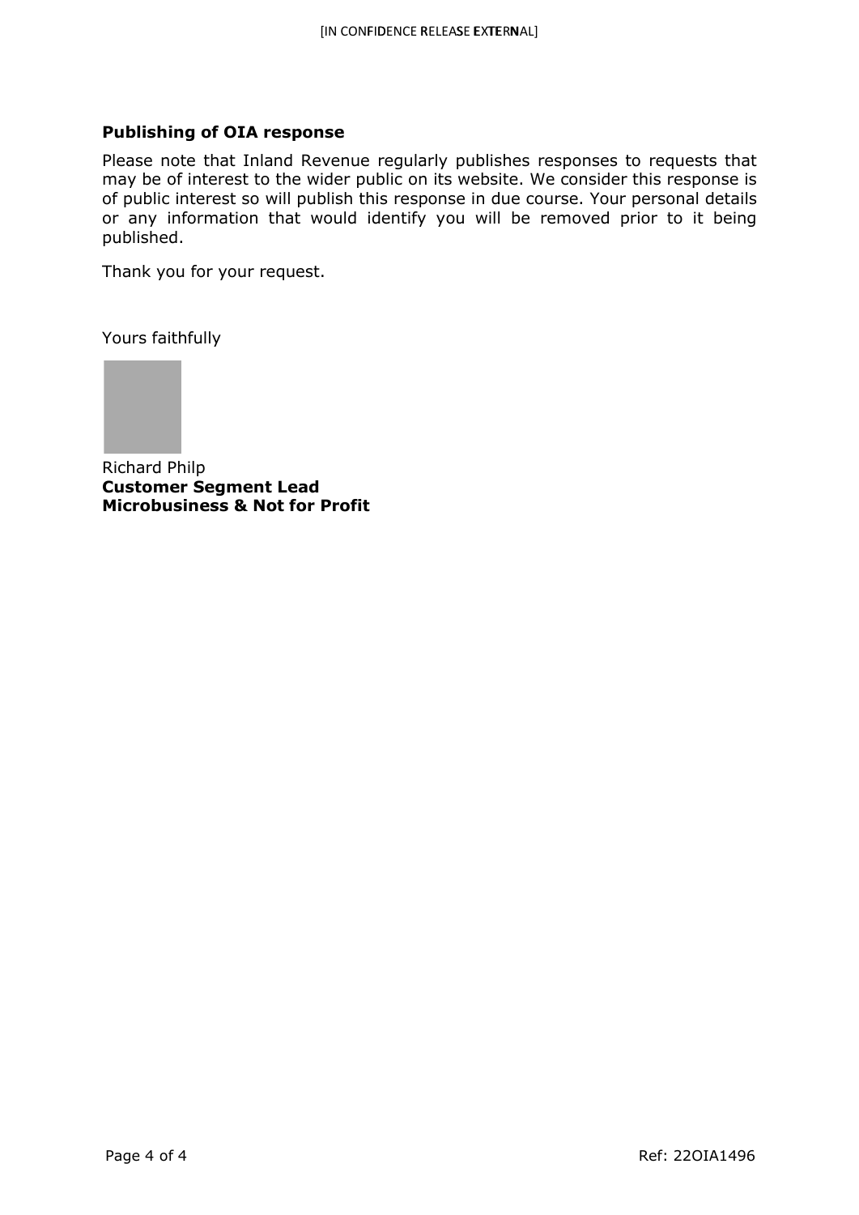## Publishing of OIA response

Please note that Inland Revenue regularly publishes responses to requests that may be of interest to the wider public on its website. We consider this response is of public interest so will publish this response in due course. Your personal details or any information that would identify you will be removed prior to it being published.

Thank you for your request.

Yours faithfully

Richard Philp
**Customer Segment Lead**
**Microbusiness & Not for Profit**